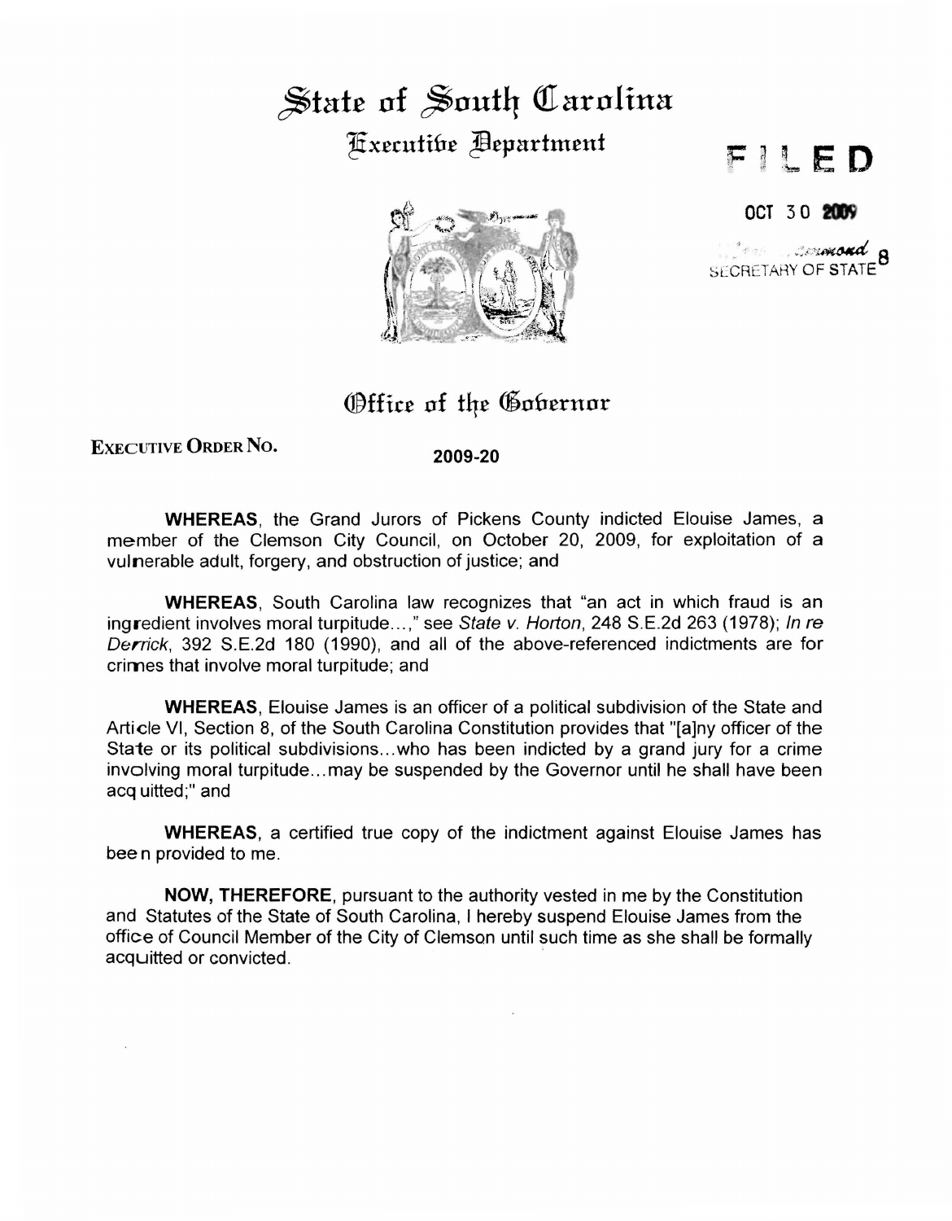# State of South Carolina

## Executive Department

FILED

OCT 30 2009

[signature] 8
SECRETARY OF STATE

## Office of the Governor

**EXECUTIVE ORDER NO.** 2009-20

**WHEREAS**, the Grand Jurors of Pickens County indicted Elouise James, a member of the Clemson City Council, on October 20, 2009, for exploitation of a vulnerable adult, forgery, and obstruction of justice; and

**WHEREAS**, South Carolina law recognizes that "an act in which fraud is an ingredient involves moral turpitude...," see *State v. Horton*, 248 S.E.2d 263 (1978); *In re Derrick*, 392 S.E.2d 180 (1990), and all of the above-referenced indictments are for crimes that involve moral turpitude; and

**WHEREAS**, Elouise James is an officer of a political subdivision of the State and Article VI, Section 8, of the South Carolina Constitution provides that "[a]ny officer of the State or its political subdivisions...who has been indicted by a grand jury for a crime involving moral turpitude...may be suspended by the Governor until he shall have been acquitted;" and

**WHEREAS**, a certified true copy of the indictment against Elouise James has been provided to me.

**NOW, THEREFORE**, pursuant to the authority vested in me by the Constitution and Statutes of the State of South Carolina, I hereby suspend Elouise James from the office of Council Member of the City of Clemson until such time as she shall be formally acquitted or convicted.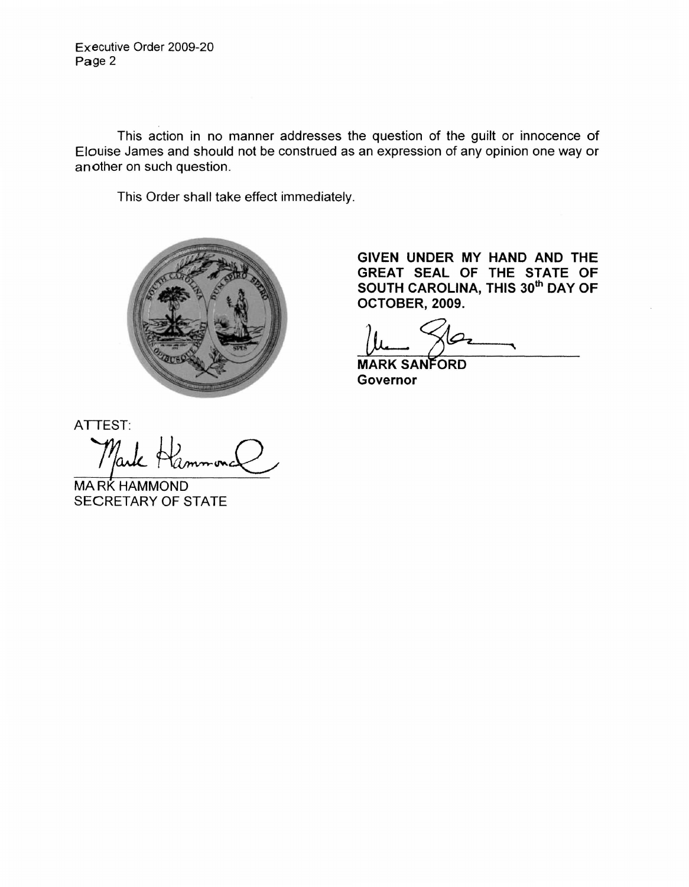This action in no manner addresses the question of the guilt or innocence of Elouise James and should not be construed as an expression of any opinion one way or another on such question.

This Order shall take effect immediately.

**GIVEN UNDER MY HAND AND THE GREAT SEAL OF THE STATE OF SOUTH CAROLINA, THIS 30th DAY OF OCTOBER, 2009.**

**MARK SANFORD**
**Governor**

ATTEST:

MARK HAMMOND
SECRETARY OF STATE